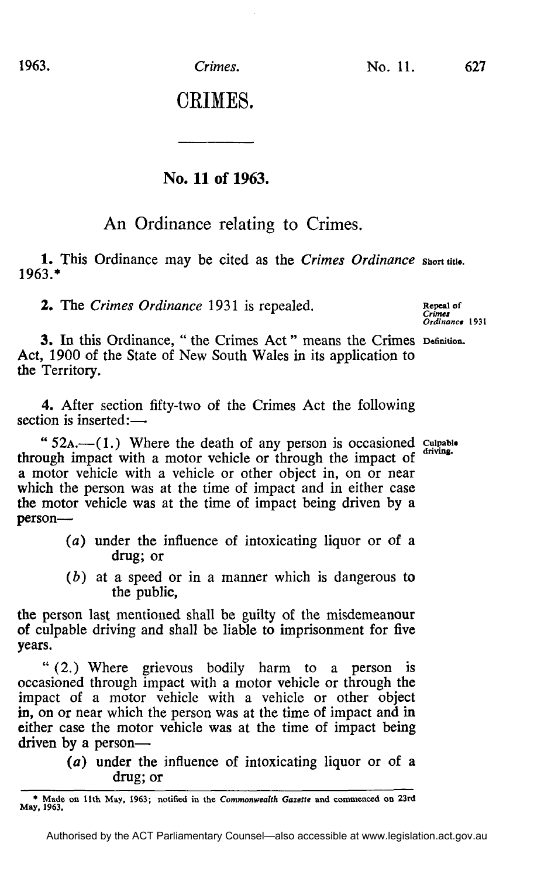# CRIMES.

## No. 11 of 1963.

### An Ordinance relating to Crimes.

**1.** This Ordinance may be cited as the *Crimes Ordinance* 1963.*

Short title.

**2.** The *Crimes Ordinance* 1931 is repealed.

Repeal of *Crimes Ordinance* 1931

**3.** In this Ordinance, " the Crimes Act " means the Crimes Act, 1900 of the State of New South Wales in its application to the Territory.

Definition.

**4.** After section fifty-two of the Crimes Act the following section is inserted:—

" 52A.—(1.) Where the death of any person is occasioned through impact with a motor vehicle or through the impact of a motor vehicle with a vehicle or other object in, on or near which the person was at the time of impact and in either case the motor vehicle was at the time of impact being driven by a person—

Culpable driving.

(*a*) under the influence of intoxicating liquor or of a drug; or

(*b*) at a speed or in a manner which is dangerous to the public,

the person last mentioned shall be guilty of the misdemeanour of culpable driving and shall be liable to imprisonment for five years.

" (2.) Where grievous bodily harm to a person is occasioned through impact with a motor vehicle or through the impact of a motor vehicle with a vehicle or other object in, on or near which the person was at the time of impact and in either case the motor vehicle was at the time of impact being driven by a person—

(*a*) under the influence of intoxicating liquor or of a drug; or

---

\* Made on 11th May, 1963; notified in the *Commonwealth Gazette* and commenced on 23rd May, 1963.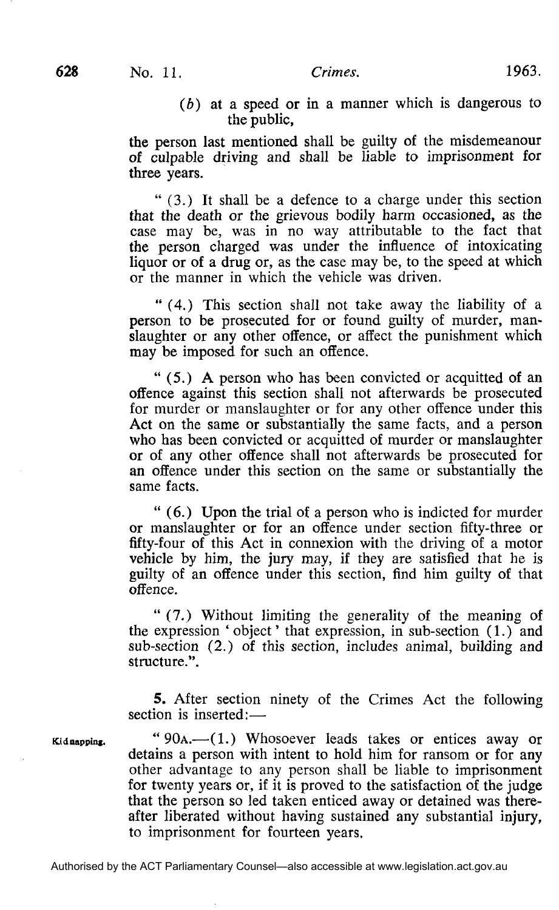(*b*) at a speed or in a manner which is dangerous to the public,

the person last mentioned shall be guilty of the misdemeanour of culpable driving and shall be liable to imprisonment for three years.

" (3.) It shall be a defence to a charge under this section that the death or the grievous bodily harm occasioned, as the case may be, was in no way attributable to the fact that the person charged was under the influence of intoxicating liquor or of a drug or, as the case may be, to the speed at which or the manner in which the vehicle was driven.

" (4.) This section shall not take away the liability of a person to be prosecuted for or found guilty of murder, manslaughter or any other offence, or affect the punishment which may be imposed for such an offence.

" (5.) A person who has been convicted or acquitted of an offence against this section shall not afterwards be prosecuted for murder or manslaughter or for any other offence under this Act on the same or substantially the same facts, and a person who has been convicted or acquitted of murder or manslaughter or of any other offence shall not afterwards be prosecuted for an offence under this section on the same or substantially the same facts.

" (6.) Upon the trial of a person who is indicted for murder or manslaughter or for an offence under section fifty-three or fifty-four of this Act in connexion with the driving of a motor vehicle by him, the jury may, if they are satisfied that he is guilty of an offence under this section, find him guilty of that offence.

" (7.) Without limiting the generality of the meaning of the expression ' object ' that expression, in sub-section (1.) and sub-section (2.) of this section, includes animal, building and structure.".

**5.** After section ninety of the Crimes Act the following section is inserted:—

Kidnapping.

" 90A.—(1.) Whosoever leads takes or entices away or detains a person with intent to hold him for ransom or for any other advantage to any person shall be liable to imprisonment for twenty years or, if it is proved to the satisfaction of the judge that the person so led taken enticed away or detained was thereafter liberated without having sustained any substantial injury, to imprisonment for fourteen years.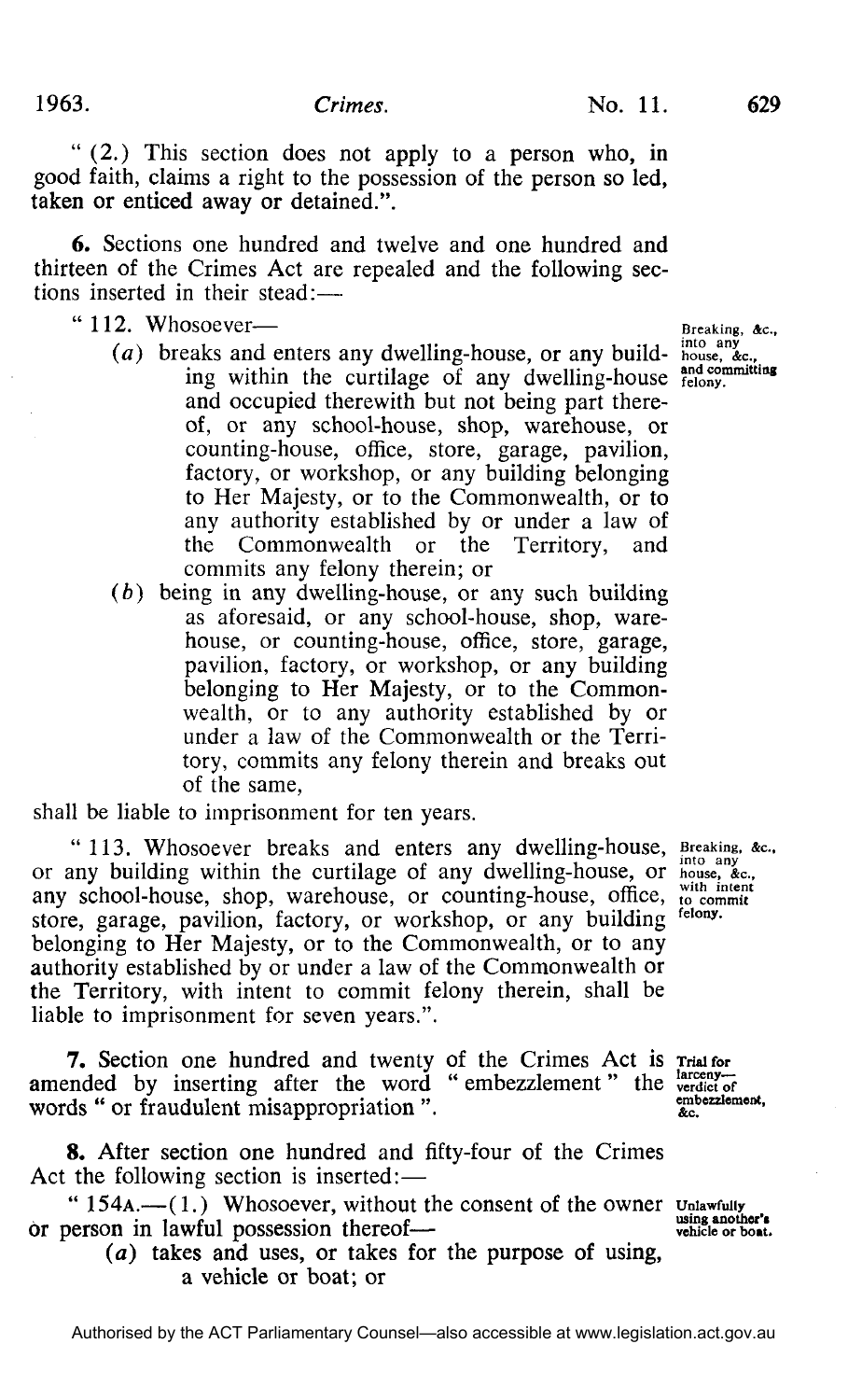" (2.) This section does not apply to a person who, in good faith, claims a right to the possession of the person so led, taken or enticed away or detained.".

**6.** Sections one hundred and twelve and one hundred and thirteen of the Crimes Act are repealed and the following sections inserted in their stead:—

" 112. Whosoever—

*Breaking, &c., into any house, &c., and committing felony.*

(*a*) breaks and enters any dwelling-house, or any building within the curtilage of any dwelling-house and occupied therewith but not being part thereof, or any school-house, shop, warehouse, or counting-house, office, store, garage, pavilion, factory, or workshop, or any building belonging to Her Majesty, or to the Commonwealth, or to any authority established by or under a law of the Commonwealth or the Territory, and commits any felony therein; or

(*b*) being in any dwelling-house, or any such building as aforesaid, or any school-house, shop, warehouse, or counting-house, office, store, garage, pavilion, factory, or workshop, or any building belonging to Her Majesty, or to the Commonwealth, or to any authority established by or under a law of the Commonwealth or the Territory, commits any felony therein and breaks out of the same,

shall be liable to imprisonment for ten years.

*Breaking, &c., into any house, &c., with intent to commit felony.*

" 113. Whosoever breaks and enters any dwelling-house, or any building within the curtilage of any dwelling-house, or any school-house, shop, warehouse, or counting-house, office, store, garage, pavilion, factory, or workshop, or any building belonging to Her Majesty, or to the Commonwealth, or to any authority established by or under a law of the Commonwealth or the Territory, with intent to commit felony therein, shall be liable to imprisonment for seven years.".

*Trial for larceny—verdict of embezzlement, &c.*

**7.** Section one hundred and twenty of the Crimes Act is amended by inserting after the word " embezzlement " the words " or fraudulent misappropriation ".

**8.** After section one hundred and fifty-four of the Crimes Act the following section is inserted:—

*Unlawfully using another's vehicle or boat.*

" 154A.—(1.) Whosoever, without the consent of the owner or person in lawful possession thereof—

(*a*) takes and uses, or takes for the purpose of using, a vehicle or boat; or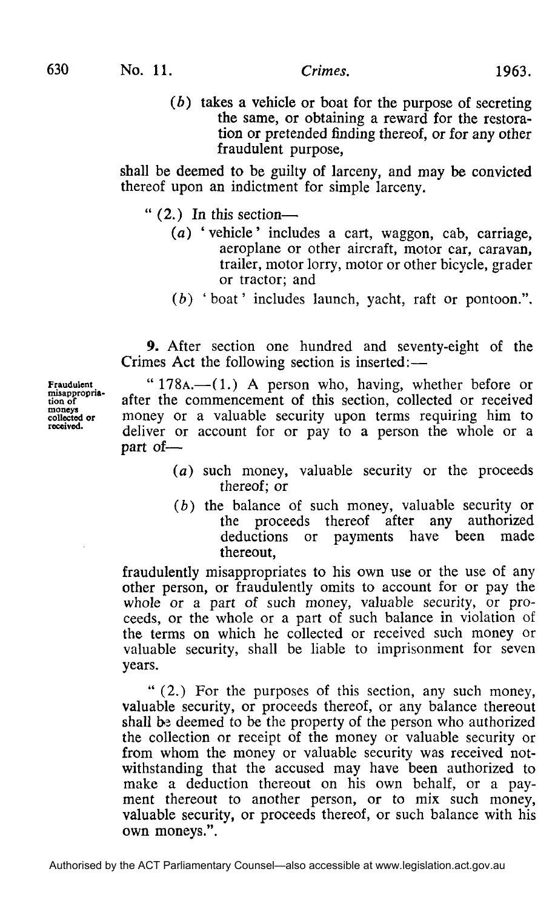(*b*) takes a vehicle or boat for the purpose of secreting the same, or obtaining a reward for the restoration or pretended finding thereof, or for any other fraudulent purpose,

shall be deemed to be guilty of larceny, and may be convicted thereof upon an indictment for simple larceny.

"(2.) In this section—

(*a*) 'vehicle' includes a cart, waggon, cab, carriage, aeroplane or other aircraft, motor car, caravan, trailer, motor lorry, motor or other bicycle, grader or tractor; and

(*b*) 'boat' includes launch, yacht, raft or pontoon.".

**9.** After section one hundred and seventy-eight of the Crimes Act the following section is inserted:—

**Fraudulent misappropriation of moneys collected or received.**

"178A.—(1.) A person who, having, whether before or after the commencement of this section, collected or received money or a valuable security upon terms requiring him to deliver or account for or pay to a person the whole or a part of—

(*a*) such money, valuable security or the proceeds thereof; or

(*b*) the balance of such money, valuable security or the proceeds thereof after any authorized deductions or payments have been made thereout,

fraudulently misappropriates to his own use or the use of any other person, or fraudulently omits to account for or pay the whole or a part of such money, valuable security, or proceeds, or the whole or a part of such balance in violation of the terms on which he collected or received such money or valuable security, shall be liable to imprisonment for seven years.

"(2.) For the purposes of this section, any such money, valuable security, or proceeds thereof, or any balance thereout shall be deemed to be the property of the person who authorized the collection or receipt of the money or valuable security or from whom the money or valuable security was received notwithstanding that the accused may have been authorized to make a deduction thereout on his own behalf, or a payment thereout to another person, or to mix such money, valuable security, or proceeds thereof, or such balance with his own moneys.".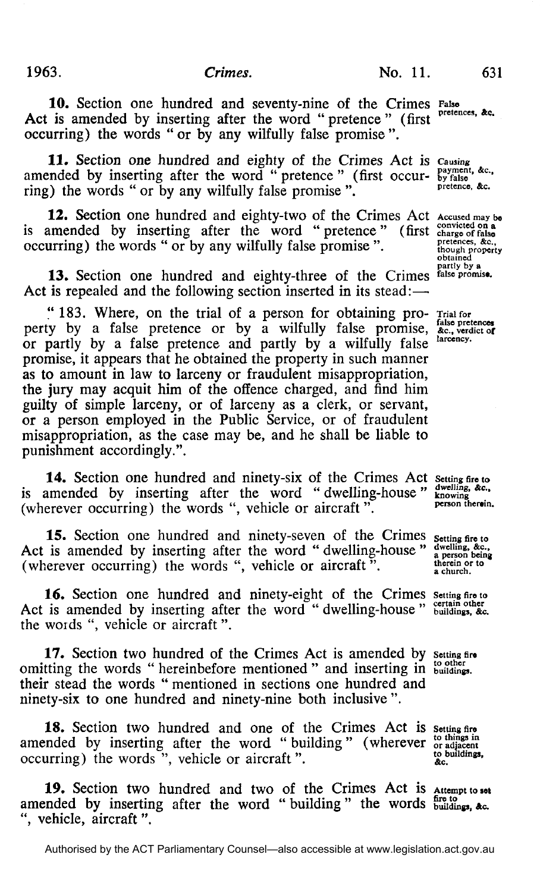**10.** Section one hundred and seventy-nine of the Crimes Act is amended by inserting after the word "pretence" (first occurring) the words "or by any wilfully false promise".

False pretences, &c.

**11.** Section one hundred and eighty of the Crimes Act is amended by inserting after the word "pretence" (first occurring) the words "or by any wilfully false promise".

Causing payment, &c., by false pretence, &c.

**12.** Section one hundred and eighty-two of the Crimes Act is amended by inserting after the word "pretence" (first occurring) the words "or by any wilfully false promise".

Accused may be convicted on a charge of false pretences, &c., though property obtained partly by a false promise.

**13.** Section one hundred and eighty-three of the Crimes Act is repealed and the following section inserted in its stead:—

"183. Where, on the trial of a person for obtaining property by a false pretence or by a wilfully false promise, or partly by a false pretence and partly by a wilfully false promise, it appears that he obtained the property in such manner as to amount in law to larceny or fraudulent misappropriation, the jury may acquit him of the offence charged, and find him guilty of simple larceny, or of larceny as a clerk, or servant, or a person employed in the Public Service, or of fraudulent misappropriation, as the case may be, and he shall be liable to punishment accordingly.".

Trial for false pretences &c., verdict of larceny.

**14.** Section one hundred and ninety-six of the Crimes Act is amended by inserting after the word "dwelling-house" (wherever occurring) the words ", vehicle or aircraft".

Setting fire to dwelling, &c., knowing person therein.

**15.** Section one hundred and ninety-seven of the Crimes Act is amended by inserting after the word "dwelling-house" (wherever occurring) the words ", vehicle or aircraft".

Setting fire to dwelling, &c., a person being therein or to a church.

**16.** Section one hundred and ninety-eight of the Crimes Act is amended by inserting after the word "dwelling-house" the words ", vehicle or aircraft".

Setting fire to certain other buildings, &c.

**17.** Section two hundred of the Crimes Act is amended by omitting the words "hereinbefore mentioned" and inserting in their stead the words "mentioned in sections one hundred and ninety-six to one hundred and ninety-nine both inclusive".

Setting fire to other buildings.

**18.** Section two hundred and one of the Crimes Act is amended by inserting after the word "building" (wherever occurring) the words ", vehicle or aircraft".

Setting fire to things in or adjacent to buildings, &c.

**19.** Section two hundred and two of the Crimes Act is amended by inserting after the word "building" the words ", vehicle, aircraft".

Attempt to set fire to buildings, &c.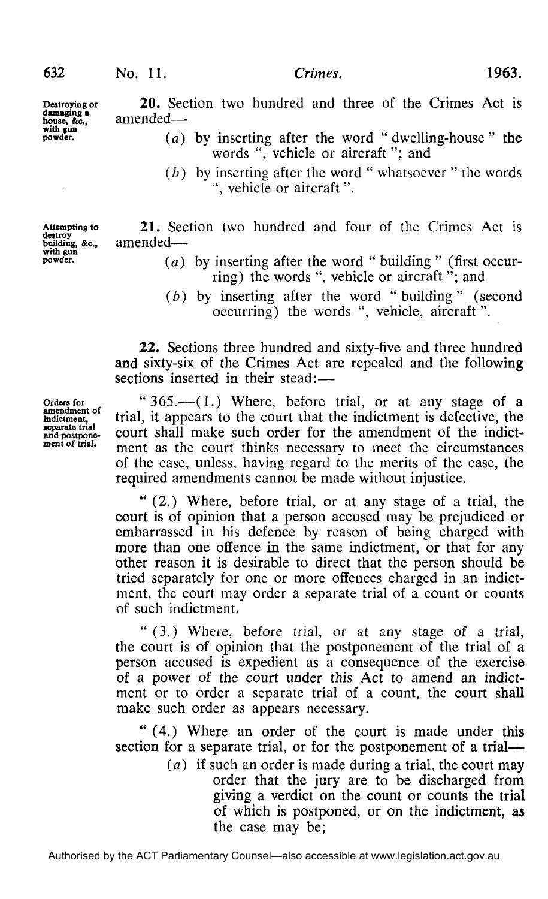**Destroying or damaging a house, &c., with gun powder.**

**20.** Section two hundred and three of the Crimes Act is amended—

- (*a*) by inserting after the word " dwelling-house " the words ", vehicle or aircraft "; and
- (*b*) by inserting after the word " whatsoever " the words ", vehicle or aircraft ".

**Attempting to destroy building, &c., with gun powder.**

**21.** Section two hundred and four of the Crimes Act is amended—

- (*a*) by inserting after the word " building " (first occurring) the words ", vehicle or aircraft "; and
- (*b*) by inserting after the word " building " (second occurring) the words ", vehicle, aircraft ".

**22.** Sections three hundred and sixty-five and three hundred and sixty-six of the Crimes Act are repealed and the following sections inserted in their stead:—

**Orders for amendment of indictment, separate trial and postponement of trial.**

" 365.—(1.) Where, before trial, or at any stage of a trial, it appears to the court that the indictment is defective, the court shall make such order for the amendment of the indictment as the court thinks necessary to meet the circumstances of the case, unless, having regard to the merits of the case, the required amendments cannot be made without injustice.

" (2.) Where, before trial, or at any stage of a trial, the court is of opinion that a person accused may be prejudiced or embarrassed in his defence by reason of being charged with more than one offence in the same indictment, or that for any other reason it is desirable to direct that the person should be tried separately for one or more offences charged in an indictment, the court may order a separate trial of a count or counts of such indictment.

" (3.) Where, before trial, or at any stage of a trial, the court is of opinion that the postponement of the trial of a person accused is expedient as a consequence of the exercise of a power of the court under this Act to amend an indictment or to order a separate trial of a count, the court shall make such order as appears necessary.

" (4.) Where an order of the court is made under this section for a separate trial, or for the postponement of a trial—

- (*a*) if such an order is made during a trial, the court may order that the jury are to be discharged from giving a verdict on the count or counts the trial of which is postponed, or on the indictment, as the case may be;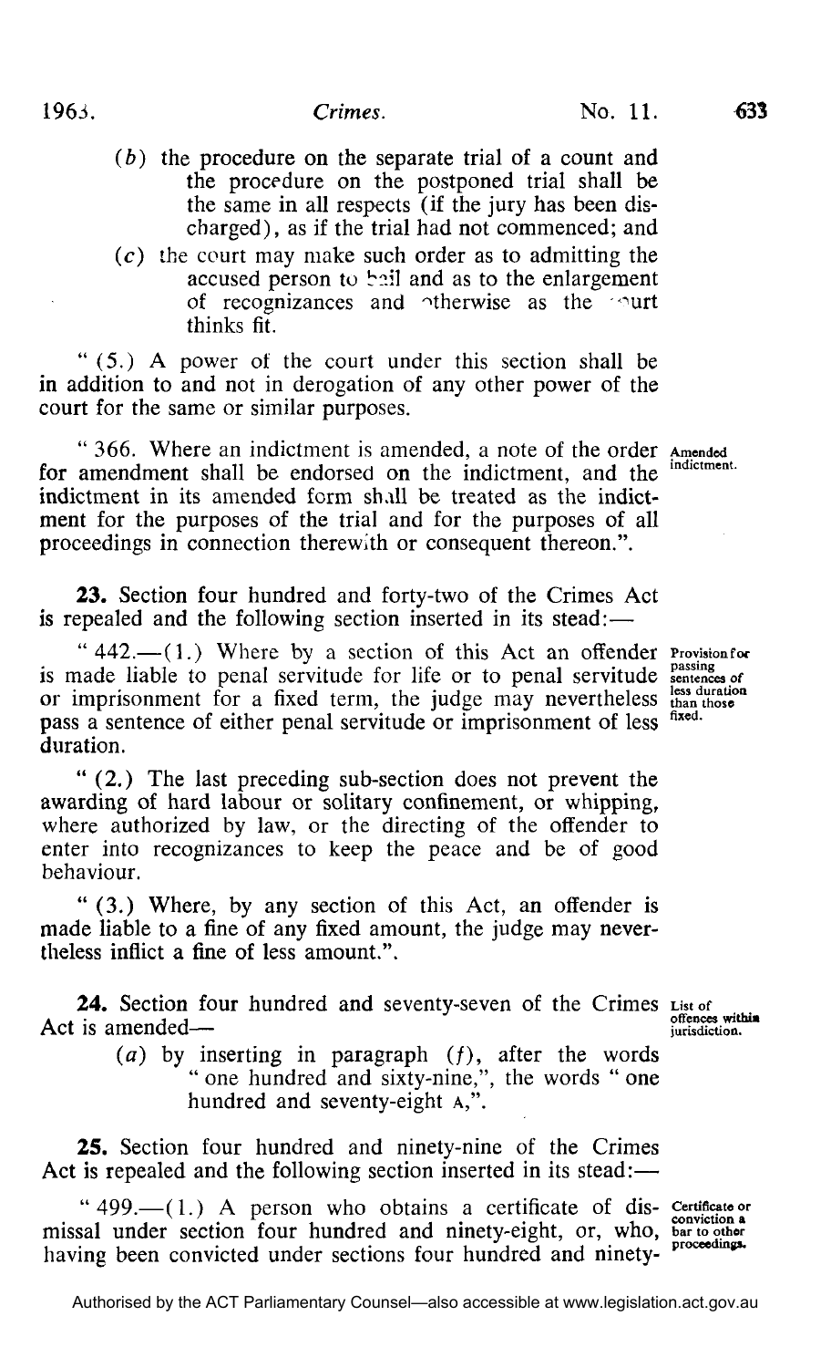(*b*) the procedure on the separate trial of a count and the procedure on the postponed trial shall be the same in all respects (if the jury has been discharged), as if the trial had not commenced; and

(*c*) the court may make such order as to admitting the accused person to bail and as to the enlargement of recognizances and otherwise as the court thinks fit.

" (5.) A power of the court under this section shall be in addition to and not in derogation of any other power of the court for the same or similar purposes.

" 366. Where an indictment is amended, a note of the order for amendment shall be endorsed on the indictment, and the indictment in its amended form shall be treated as the indictment for the purposes of the trial and for the purposes of all proceedings in connection therewith or consequent thereon.". *Amended indictment.*

**23.** Section four hundred and forty-two of the Crimes Act is repealed and the following section inserted in its stead:—

" 442.—(1.) Where by a section of this Act an offender is made liable to penal servitude for life or to penal servitude or imprisonment for a fixed term, the judge may nevertheless pass a sentence of either penal servitude or imprisonment of less duration. *Provision for passing sentences of less duration than those fixed.*

" (2.) The last preceding sub-section does not prevent the awarding of hard labour or solitary confinement, or whipping, where authorized by law, or the directing of the offender to enter into recognizances to keep the peace and be of good behaviour.

" (3.) Where, by any section of this Act, an offender is made liable to a fine of any fixed amount, the judge may nevertheless inflict a fine of less amount.".

**24.** Section four hundred and seventy-seven of the Crimes Act is amended— *List of offences within jurisdiction.*

(*a*) by inserting in paragraph (*f*), after the words " one hundred and sixty-nine,", the words " one hundred and seventy-eight A,".

**25.** Section four hundred and ninety-nine of the Crimes Act is repealed and the following section inserted in its stead:—

" 499.—(1.) A person who obtains a certificate of dismissal under section four hundred and ninety-eight, or, who, having been convicted under sections four hundred and ninety- *Certificate or conviction a bar to other proceedings.*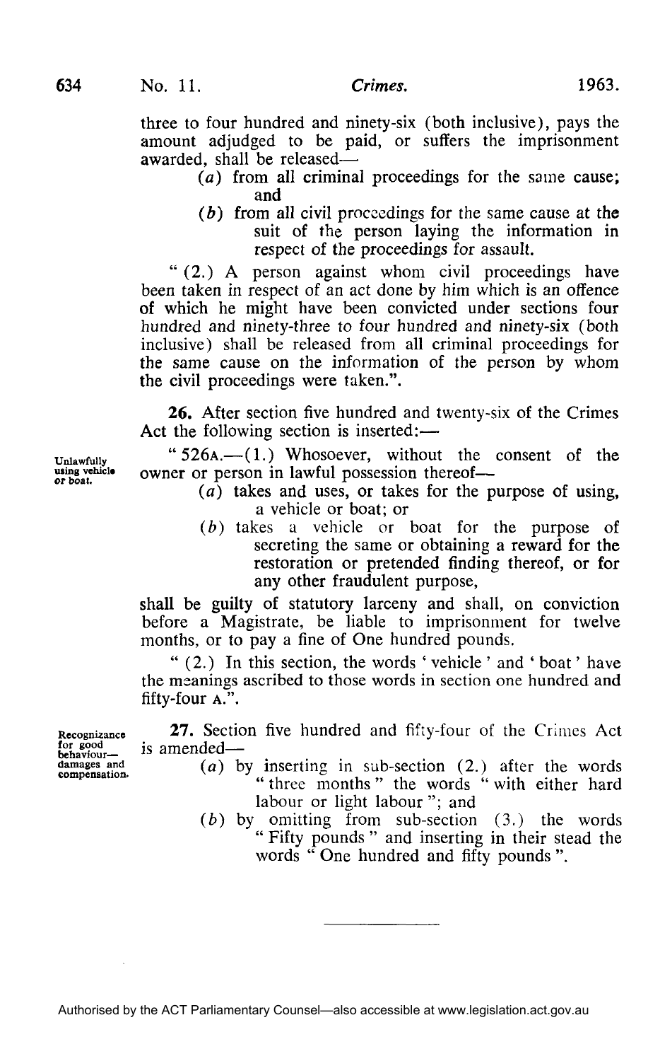three to four hundred and ninety-six (both inclusive), pays the amount adjudged to be paid, or suffers the imprisonment awarded, shall be released—

- (*a*) from all criminal proceedings for the same cause; and
- (*b*) from all civil proceedings for the same cause at the suit of the person laying the information in respect of the proceedings for assault.

" (2.) A person against whom civil proceedings have been taken in respect of an act done by him which is an offence of which he might have been convicted under sections four hundred and ninety-three to four hundred and ninety-six (both inclusive) shall be released from all criminal proceedings for the same cause on the information of the person by whom the civil proceedings were taken.".

**26.** After section five hundred and twenty-six of the Crimes Act the following section is inserted:—

Unlawfully using vehicle or boat.

" 526A.—(1.) Whosoever, without the consent of the owner or person in lawful possession thereof—

- (*a*) takes and uses, or takes for the purpose of using, a vehicle or boat; or
- (*b*) takes a vehicle or boat for the purpose of secreting the same or obtaining a reward for the restoration or pretended finding thereof, or for any other fraudulent purpose,

shall be guilty of statutory larceny and shall, on conviction before a Magistrate, be liable to imprisonment for twelve months, or to pay a fine of One hundred pounds.

" (2.) In this section, the words ' vehicle ' and ' boat ' have the meanings ascribed to those words in section one hundred and fifty-four A.".

Recognizance for good behaviour—damages and compensation.

**27.** Section five hundred and fifty-four of the Crimes Act is amended—

- (*a*) by inserting in sub-section (2.) after the words " three months " the words " with either hard labour or light labour "; and
- (*b*) by omitting from sub-section (3.) the words " Fifty pounds " and inserting in their stead the words " One hundred and fifty pounds ".